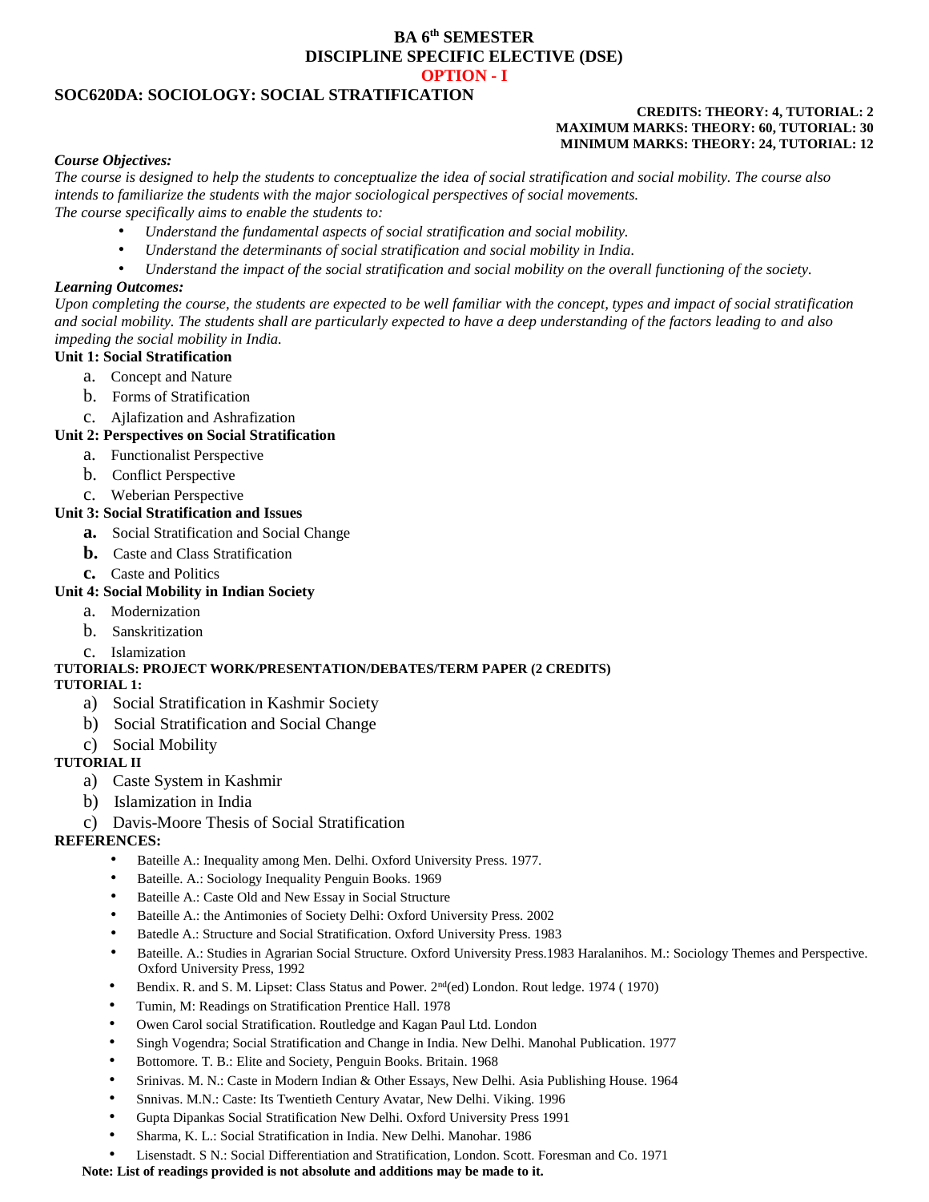# BA 6th SEMESTER
# DISCIPLINE SPECIFIC ELECTIVE (DSE)
## OPTION - I

## SOC620DA: SOCIOLOGY: SOCIAL STRATIFICATION

**CREDITS: THEORY: 4, TUTORIAL: 2**
**MAXIMUM MARKS: THEORY: 60, TUTORIAL: 30**
**MINIMUM MARKS: THEORY: 24, TUTORIAL: 12**

***Course Objectives:***

*The course is designed to help the students to conceptualize the idea of social stratification and social mobility. The course also intends to familiarize the students with the major sociological perspectives of social movements.*

*The course specifically aims to enable the students to:*

- *Understand the fundamental aspects of social stratification and social mobility.*
- *Understand the determinants of social stratification and social mobility in India.*
- *Understand the impact of the social stratification and social mobility on the overall functioning of the society.*

***Learning Outcomes:***

*Upon completing the course, the students are expected to be well familiar with the concept, types and impact of social stratification and social mobility. The students shall are particularly expected to have a deep understanding of the factors leading to and also impeding the social mobility in India.*

**Unit 1: Social Stratification**

a. Concept and Nature
b. Forms of Stratification
c. Ajlafization and Ashrafization

**Unit 2: Perspectives on Social Stratification**

a. Functionalist Perspective
b. Conflict Perspective
c. Weberian Perspective

**Unit 3: Social Stratification and Issues**

**a.** Social Stratification and Social Change
**b.** Caste and Class Stratification
**c.** Caste and Politics

**Unit 4: Social Mobility in Indian Society**

a. Modernization
b. Sanskritization
c. Islamization

**TUTORIALS: PROJECT WORK/PRESENTATION/DEBATES/TERM PAPER (2 CREDITS)**

**TUTORIAL 1:**

a) Social Stratification in Kashmir Society
b) Social Stratification and Social Change
c) Social Mobility

**TUTORIAL II**

a) Caste System in Kashmir
b) Islamization in India
c) Davis-Moore Thesis of Social Stratification

**REFERENCES:**

- Bateille A.: Inequality among Men. Delhi. Oxford University Press. 1977.
- Bateille. A.: Sociology Inequality Penguin Books. 1969
- Bateille A.: Caste Old and New Essay in Social Structure
- Bateille A.: the Antimonies of Society Delhi: Oxford University Press. 2002
- Batedle A.: Structure and Social Stratification. Oxford University Press. 1983
- Bateille. A.: Studies in Agrarian Social Structure. Oxford University Press.1983 Haralanihos. M.: Sociology Themes and Perspective. Oxford University Press, 1992
- Bendix. R. and S. M. Lipset: Class Status and Power. 2nd(ed) London. Rout ledge. 1974 ( 1970)
- Tumin, M: Readings on Stratification Prentice Hall. 1978
- Owen Carol social Stratification. Routledge and Kagan Paul Ltd. London
- Singh Vogendra; Social Stratification and Change in India. New Delhi. Manohal Publication. 1977
- Bottomore. T. B.: Elite and Society, Penguin Books. Britain. 1968
- Srinivas. M. N.: Caste in Modern Indian & Other Essays, New Delhi. Asia Publishing House. 1964
- Snnivas. M.N.: Caste: Its Twentieth Century Avatar, New Delhi. Viking. 1996
- Gupta Dipankas Social Stratification New Delhi. Oxford University Press 1991
- Sharma, K. L.: Social Stratification in India. New Delhi. Manohar. 1986
- Lisenstadt. S N.: Social Differentiation and Stratification, London. Scott. Foresman and Co. 1971

**Note: List of readings provided is not absolute and additions may be made to it.**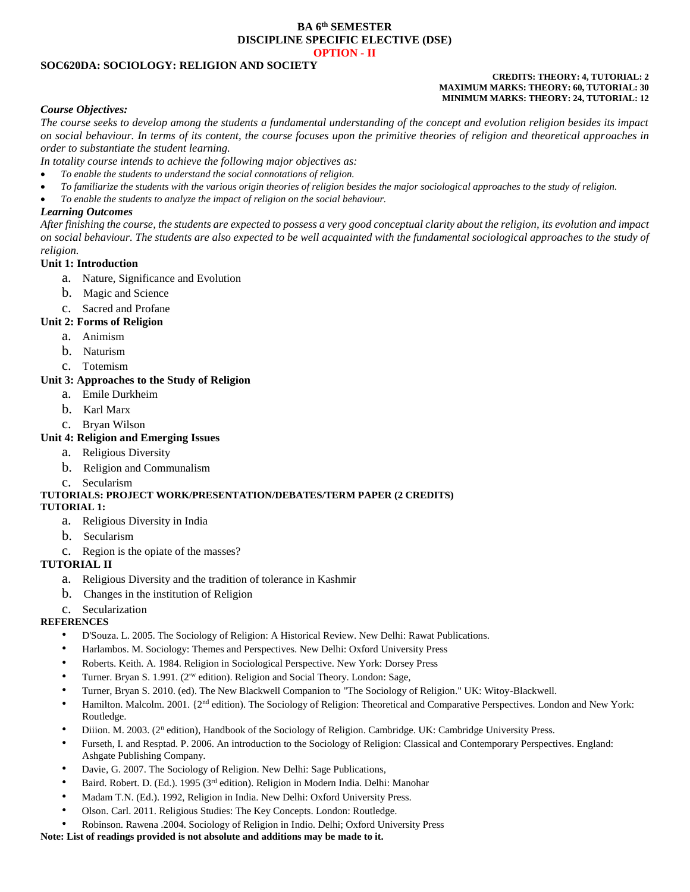**BA 6th SEMESTER**
**DISCIPLINE SPECIFIC ELECTIVE (DSE)**
**OPTION - II**

## SOC620DA: SOCIOLOGY: RELIGION AND SOCIETY

**CREDITS: THEORY: 4, TUTORIAL: 2**
**MAXIMUM MARKS: THEORY: 60, TUTORIAL: 30**
**MINIMUM MARKS: THEORY: 24, TUTORIAL: 12**

***Course Objectives:***

*The course seeks to develop among the students a fundamental understanding of the concept and evolution religion besides its impact on social behaviour. In terms of its content, the course focuses upon the primitive theories of religion and theoretical approaches in order to substantiate the student learning.*

*In totality course intends to achieve the following major objectives as:*

- *To enable the students to understand the social connotations of religion.*
- *To familiarize the students with the various origin theories of religion besides the major sociological approaches to the study of religion.*
- *To enable the students to analyze the impact of religion on the social behaviour.*

***Learning Outcomes***

*After finishing the course, the students are expected to possess a very good conceptual clarity about the religion, its evolution and impact on social behaviour. The students are also expected to be well acquainted with the fundamental sociological approaches to the study of religion.*

**Unit 1: Introduction**

a. Nature, Significance and Evolution
b. Magic and Science
c. Sacred and Profane

**Unit 2: Forms of Religion**

a. Animism
b. Naturism
c. Totemism

**Unit 3: Approaches to the Study of Religion**

a. Emile Durkheim
b. Karl Marx
c. Bryan Wilson

**Unit 4: Religion and Emerging Issues**

a. Religious Diversity
b. Religion and Communalism
c. Secularism

**TUTORIALS: PROJECT WORK/PRESENTATION/DEBATES/TERM PAPER (2 CREDITS)**

**TUTORIAL 1:**

a. Religious Diversity in India
b. Secularism
c. Region is the opiate of the masses?

**TUTORIAL II**

a. Religious Diversity and the tradition of tolerance in Kashmir
b. Changes in the institution of Religion
c. Secularization

**REFERENCES**

- D'Souza. L. 2005. The Sociology of Religion: A Historical Review. New Delhi: Rawat Publications.
- Harlambos. M. Sociology: Themes and Perspectives. New Delhi: Oxford University Press
- Roberts. Keith. A. 1984. Religion in Sociological Perspective. New York: Dorsey Press
- Turner. Bryan S. 1.991. (2'w edition). Religion and Social Theory. London: Sage,
- Turner, Bryan S. 2010. (ed). The New Blackwell Companion to "The Sociology of Religion." UK: Witoy-Blackwell.
- Hamilton. Malcolm. 2001. {2nd edition). The Sociology of Religion: Theoretical and Comparative Perspectives. London and New York: Routledge.
- Diiion. M. 2003. (2n edition), Handbook of the Sociology of Religion. Cambridge. UK: Cambridge University Press.
- Furseth, I. and Resptad. P. 2006. An introduction to the Sociology of Religion: Classical and Contemporary Perspectives. England: Ashgate Publishing Company.
- Davie, G. 2007. The Sociology of Religion. New Delhi: Sage Publications,
- Baird. Robert. D. (Ed.). 1995 (3rd edition). Religion in Modern India. Delhi: Manohar
- Madam T.N. (Ed.). 1992, Religion in India. New Delhi: Oxford University Press.
- Olson. Carl. 2011. Religious Studies: The Key Concepts. London: Routledge.
- Robinson. Rawena .2004. Sociology of Religion in Indio. Delhi; Oxford University Press

**Note: List of readings provided is not absolute and additions may be made to it.**